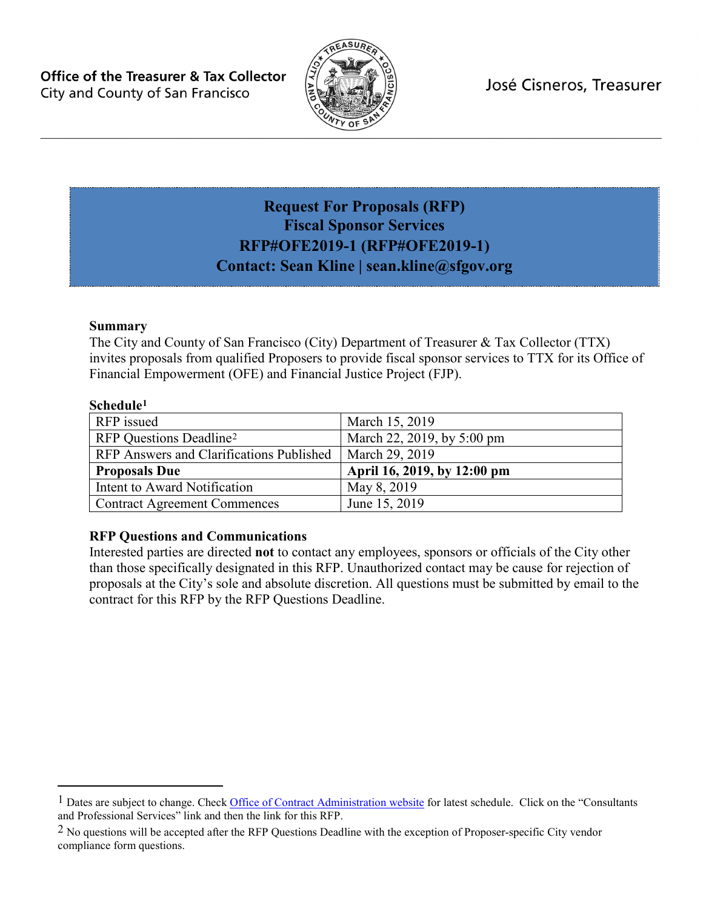**Office of the Treasurer & Tax Collector**
City and County of San Francisco

José Cisneros, Treasurer

# Request For Proposals (RFP)
# Fiscal Sponsor Services
# RFP#OFE2019-1 (RFP#OFE2019-1)
# Contact: Sean Kline | sean.kline@sfgov.org

**Summary**

The City and County of San Francisco (City) Department of Treasurer & Tax Collector (TTX) invites proposals from qualified Proposers to provide fiscal sponsor services to TTX for its Office of Financial Empowerment (OFE) and Financial Justice Project (FJP).

**Schedule**[1]

| | |
|---|---|
| RFP issued | March 15, 2019 |
| RFP Questions Deadline[2] | March 22, 2019, by 5:00 pm |
| RFP Answers and Clarifications Published | March 29, 2019 |
| **Proposals Due** | **April 16, 2019, by 12:00 pm** |
| Intent to Award Notification | May 8, 2019 |
| Contract Agreement Commences | June 15, 2019 |

**RFP Questions and Communications**

Interested parties are directed **not** to contact any employees, sponsors or officials of the City other than those specifically designated in this RFP. Unauthorized contact may be cause for rejection of proposals at the City's sole and absolute discretion. All questions must be submitted by email to the contract for this RFP by the RFP Questions Deadline.

---

[1] Dates are subject to change. Check Office of Contract Administration website for latest schedule. Click on the "Consultants and Professional Services" link and then the link for this RFP.

[2] No questions will be accepted after the RFP Questions Deadline with the exception of Proposer-specific City vendor compliance form questions.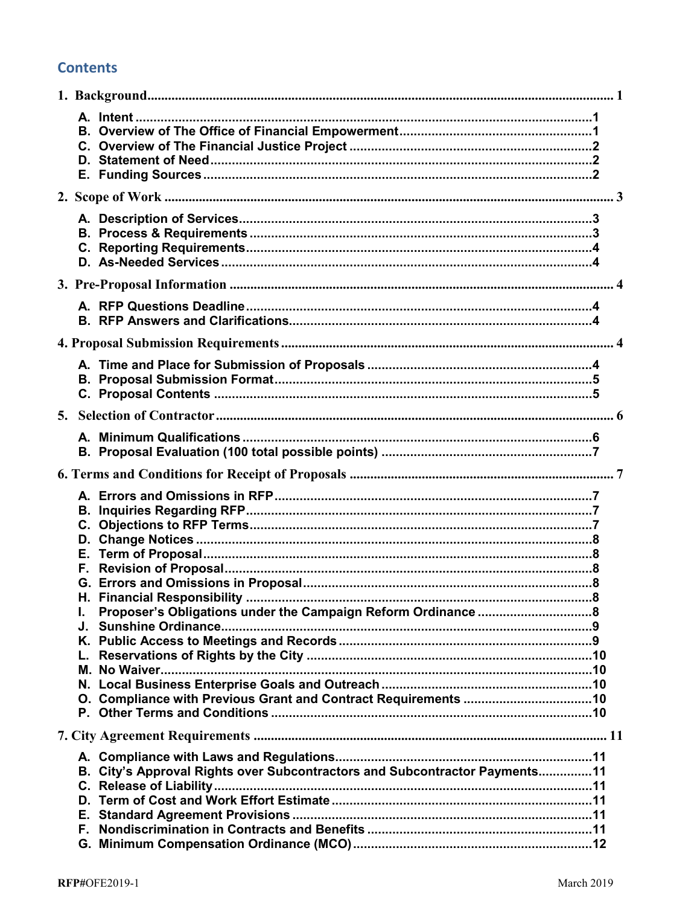## Contents

**1. Background** ........ 1

- A. Intent ........ 1
- B. Overview of The Office of Financial Empowerment ........ 1
- C. Overview of The Financial Justice Project ........ 2
- D. Statement of Need ........ 2
- E. Funding Sources ........ 2

**2. Scope of Work** ........ 3

- A. Description of Services ........ 3
- B. Process & Requirements ........ 3
- C. Reporting Requirements ........ 4
- D. As-Needed Services ........ 4

**3. Pre-Proposal Information** ........ 4

- A. RFP Questions Deadline ........ 4
- B. RFP Answers and Clarifications ........ 4

**4. Proposal Submission Requirements** ........ 4

- A. Time and Place for Submission of Proposals ........ 4
- B. Proposal Submission Format ........ 5
- C. Proposal Contents ........ 5

**5. Selection of Contractor** ........ 6

- A. Minimum Qualifications ........ 6
- B. Proposal Evaluation (100 total possible points) ........ 7

**6. Terms and Conditions for Receipt of Proposals** ........ 7

- A. Errors and Omissions in RFP ........ 7
- B. Inquiries Regarding RFP ........ 7
- C. Objections to RFP Terms ........ 7
- D. Change Notices ........ 8
- E. Term of Proposal ........ 8
- F. Revision of Proposal ........ 8
- G. Errors and Omissions in Proposal ........ 8
- H. Financial Responsibility ........ 8
- I. Proposer's Obligations under the Campaign Reform Ordinance ........ 8
- J. Sunshine Ordinance ........ 9
- K. Public Access to Meetings and Records ........ 9
- L. Reservations of Rights by the City ........ 10
- M. No Waiver ........ 10
- N. Local Business Enterprise Goals and Outreach ........ 10
- O. Compliance with Previous Grant and Contract Requirements ........ 10
- P. Other Terms and Conditions ........ 10

**7. City Agreement Requirements** ........ 11

- A. Compliance with Laws and Regulations ........ 11
- B. City's Approval Rights over Subcontractors and Subcontractor Payments ........ 11
- C. Release of Liability ........ 11
- D. Term of Cost and Work Effort Estimate ........ 11
- E. Standard Agreement Provisions ........ 11
- F. Nondiscrimination in Contracts and Benefits ........ 11
- G. Minimum Compensation Ordinance (MCO) ........ 12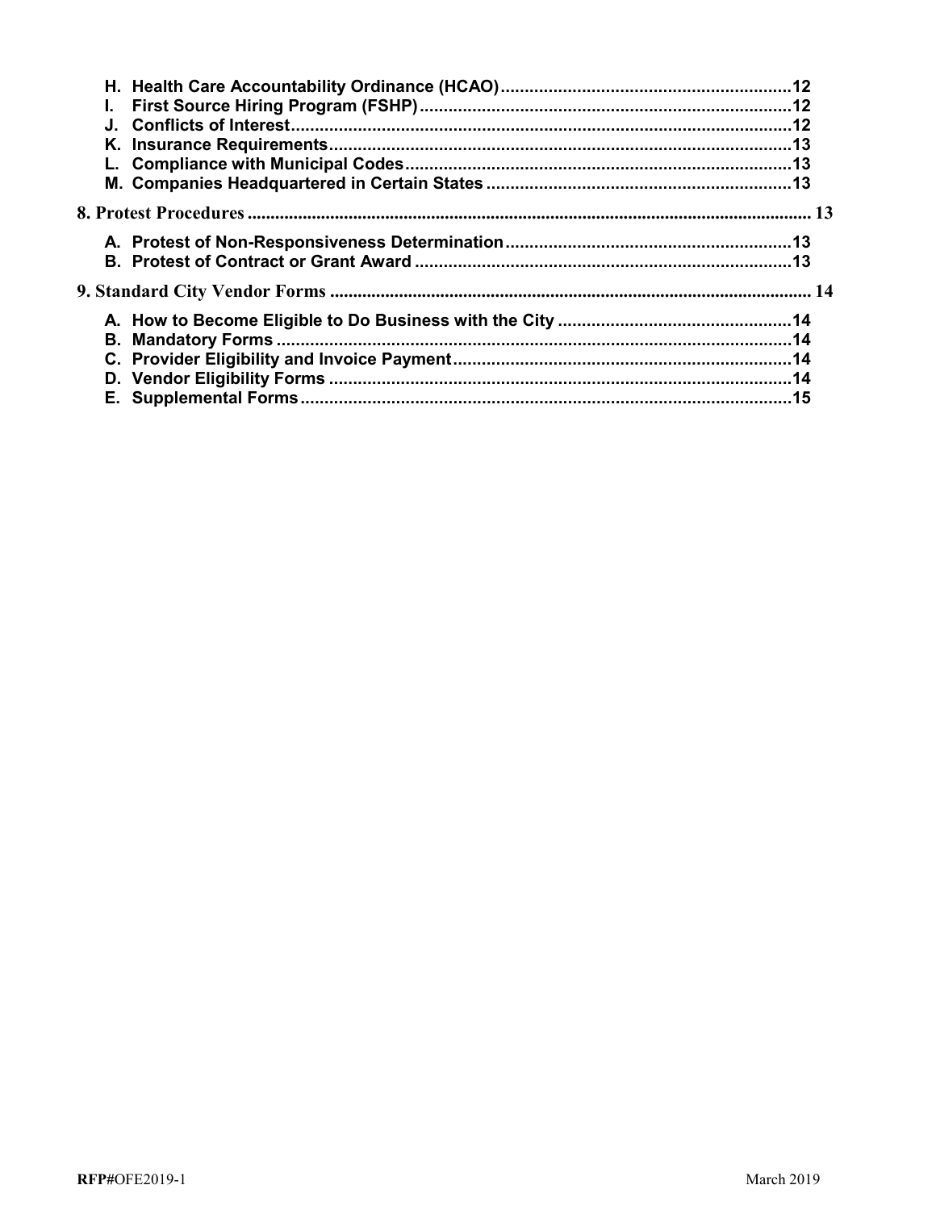- **H. Health Care Accountability Ordinance (HCAO)** .......... 12
- **I. First Source Hiring Program (FSHP)** .......... 12
- **J. Conflicts of Interest** .......... 12
- **K. Insurance Requirements** .......... 13
- **L. Compliance with Municipal Codes** .......... 13
- **M. Companies Headquartered in Certain States** .......... 13

**8. Protest Procedures** .......... 13

- **A. Protest of Non-Responsiveness Determination** .......... 13
- **B. Protest of Contract or Grant Award** .......... 13

**9. Standard City Vendor Forms** .......... 14

- **A. How to Become Eligible to Do Business with the City** .......... 14
- **B. Mandatory Forms** .......... 14
- **C. Provider Eligibility and Invoice Payment** .......... 14
- **D. Vendor Eligibility Forms** .......... 14
- **E. Supplemental Forms** .......... 15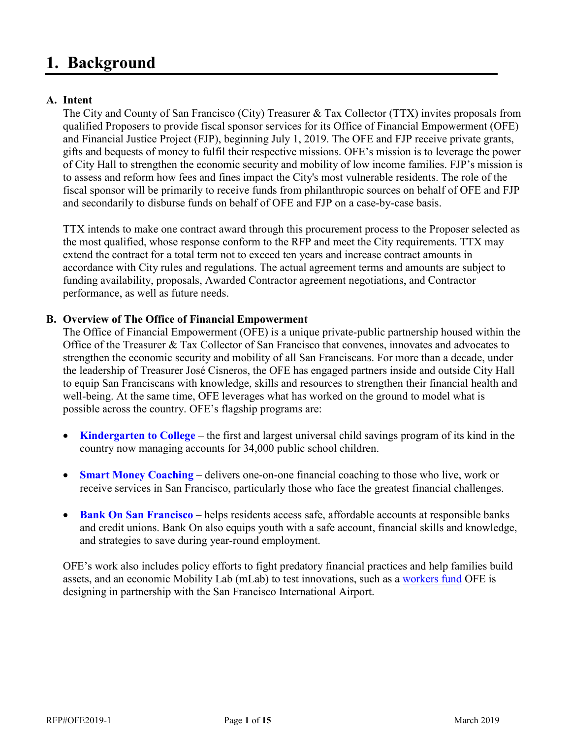# 1. Background

## A. Intent

The City and County of San Francisco (City) Treasurer & Tax Collector (TTX) invites proposals from qualified Proposers to provide fiscal sponsor services for its Office of Financial Empowerment (OFE) and Financial Justice Project (FJP), beginning July 1, 2019. The OFE and FJP receive private grants, gifts and bequests of money to fulfil their respective missions. OFE's mission is to leverage the power of City Hall to strengthen the economic security and mobility of low income families. FJP's mission is to assess and reform how fees and fines impact the City's most vulnerable residents. The role of the fiscal sponsor will be primarily to receive funds from philanthropic sources on behalf of OFE and FJP and secondarily to disburse funds on behalf of OFE and FJP on a case-by-case basis.

TTX intends to make one contract award through this procurement process to the Proposer selected as the most qualified, whose response conform to the RFP and meet the City requirements. TTX may extend the contract for a total term not to exceed ten years and increase contract amounts in accordance with City rules and regulations. The actual agreement terms and amounts are subject to funding availability, proposals, Awarded Contractor agreement negotiations, and Contractor performance, as well as future needs.

## B. Overview of The Office of Financial Empowerment

The Office of Financial Empowerment (OFE) is a unique private-public partnership housed within the Office of the Treasurer & Tax Collector of San Francisco that convenes, innovates and advocates to strengthen the economic security and mobility of all San Franciscans. For more than a decade, under the leadership of Treasurer José Cisneros, the OFE has engaged partners inside and outside City Hall to equip San Franciscans with knowledge, skills and resources to strengthen their financial health and well-being. At the same time, OFE leverages what has worked on the ground to model what is possible across the country. OFE's flagship programs are:

- **Kindergarten to College** – the first and largest universal child savings program of its kind in the country now managing accounts for 34,000 public school children.
- **Smart Money Coaching** – delivers one-on-one financial coaching to those who live, work or receive services in San Francisco, particularly those who face the greatest financial challenges.
- **Bank On San Francisco** – helps residents access safe, affordable accounts at responsible banks and credit unions. Bank On also equips youth with a safe account, financial skills and knowledge, and strategies to save during year-round employment.

OFE's work also includes policy efforts to fight predatory financial practices and help families build assets, and an economic Mobility Lab (mLab) to test innovations, such as a workers fund OFE is designing in partnership with the San Francisco International Airport.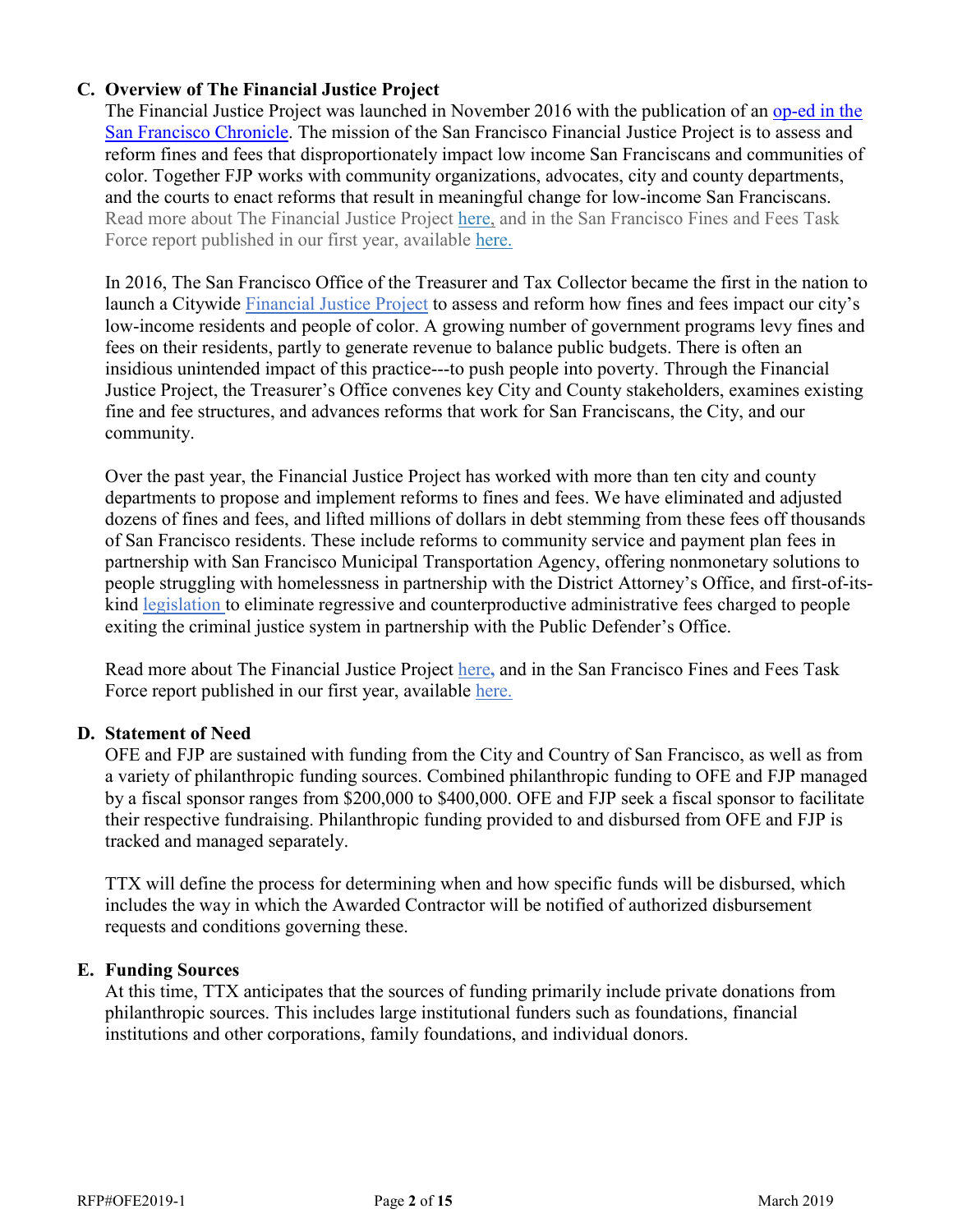### C. Overview of The Financial Justice Project

The Financial Justice Project was launched in November 2016 with the publication of an op-ed in the San Francisco Chronicle. The mission of the San Francisco Financial Justice Project is to assess and reform fines and fees that disproportionately impact low income San Franciscans and communities of color. Together FJP works with community organizations, advocates, city and county departments, and the courts to enact reforms that result in meaningful change for low-income San Franciscans. Read more about The Financial Justice Project here, and in the San Francisco Fines and Fees Task Force report published in our first year, available here.

In 2016, The San Francisco Office of the Treasurer and Tax Collector became the first in the nation to launch a Citywide Financial Justice Project to assess and reform how fines and fees impact our city's low-income residents and people of color. A growing number of government programs levy fines and fees on their residents, partly to generate revenue to balance public budgets. There is often an insidious unintended impact of this practice---to push people into poverty. Through the Financial Justice Project, the Treasurer's Office convenes key City and County stakeholders, examines existing fine and fee structures, and advances reforms that work for San Franciscans, the City, and our community.

Over the past year, the Financial Justice Project has worked with more than ten city and county departments to propose and implement reforms to fines and fees. We have eliminated and adjusted dozens of fines and fees, and lifted millions of dollars in debt stemming from these fees off thousands of San Francisco residents. These include reforms to community service and payment plan fees in partnership with San Francisco Municipal Transportation Agency, offering nonmonetary solutions to people struggling with homelessness in partnership with the District Attorney's Office, and first-of-its-kind legislation to eliminate regressive and counterproductive administrative fees charged to people exiting the criminal justice system in partnership with the Public Defender's Office.

Read more about The Financial Justice Project here, and in the San Francisco Fines and Fees Task Force report published in our first year, available here.

### D. Statement of Need

OFE and FJP are sustained with funding from the City and Country of San Francisco, as well as from a variety of philanthropic funding sources. Combined philanthropic funding to OFE and FJP managed by a fiscal sponsor ranges from $200,000 to $400,000. OFE and FJP seek a fiscal sponsor to facilitate their respective fundraising. Philanthropic funding provided to and disbursed from OFE and FJP is tracked and managed separately.

TTX will define the process for determining when and how specific funds will be disbursed, which includes the way in which the Awarded Contractor will be notified of authorized disbursement requests and conditions governing these.

### E. Funding Sources

At this time, TTX anticipates that the sources of funding primarily include private donations from philanthropic sources. This includes large institutional funders such as foundations, financial institutions and other corporations, family foundations, and individual donors.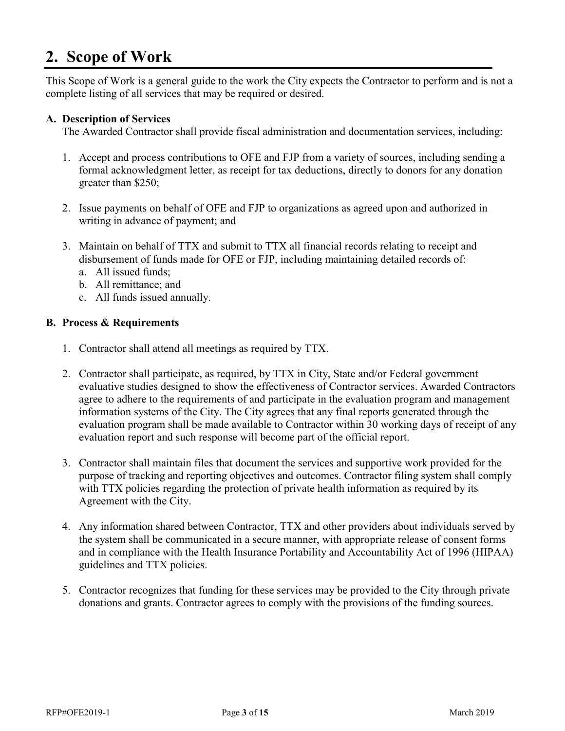## 2. Scope of Work

This Scope of Work is a general guide to the work the City expects the Contractor to perform and is not a complete listing of all services that may be required or desired.

**A. Description of Services**

The Awarded Contractor shall provide fiscal administration and documentation services, including:

1. Accept and process contributions to OFE and FJP from a variety of sources, including sending a formal acknowledgment letter, as receipt for tax deductions, directly to donors for any donation greater than $250;

2. Issue payments on behalf of OFE and FJP to organizations as agreed upon and authorized in writing in advance of payment; and

3. Maintain on behalf of TTX and submit to TTX all financial records relating to receipt and disbursement of funds made for OFE or FJP, including maintaining detailed records of:
   a. All issued funds;
   b. All remittance; and
   c. All funds issued annually.

**B. Process & Requirements**

1. Contractor shall attend all meetings as required by TTX.

2. Contractor shall participate, as required, by TTX in City, State and/or Federal government evaluative studies designed to show the effectiveness of Contractor services. Awarded Contractors agree to adhere to the requirements of and participate in the evaluation program and management information systems of the City. The City agrees that any final reports generated through the evaluation program shall be made available to Contractor within 30 working days of receipt of any evaluation report and such response will become part of the official report.

3. Contractor shall maintain files that document the services and supportive work provided for the purpose of tracking and reporting objectives and outcomes. Contractor filing system shall comply with TTX policies regarding the protection of private health information as required by its Agreement with the City.

4. Any information shared between Contractor, TTX and other providers about individuals served by the system shall be communicated in a secure manner, with appropriate release of consent forms and in compliance with the Health Insurance Portability and Accountability Act of 1996 (HIPAA) guidelines and TTX policies.

5. Contractor recognizes that funding for these services may be provided to the City through private donations and grants. Contractor agrees to comply with the provisions of the funding sources.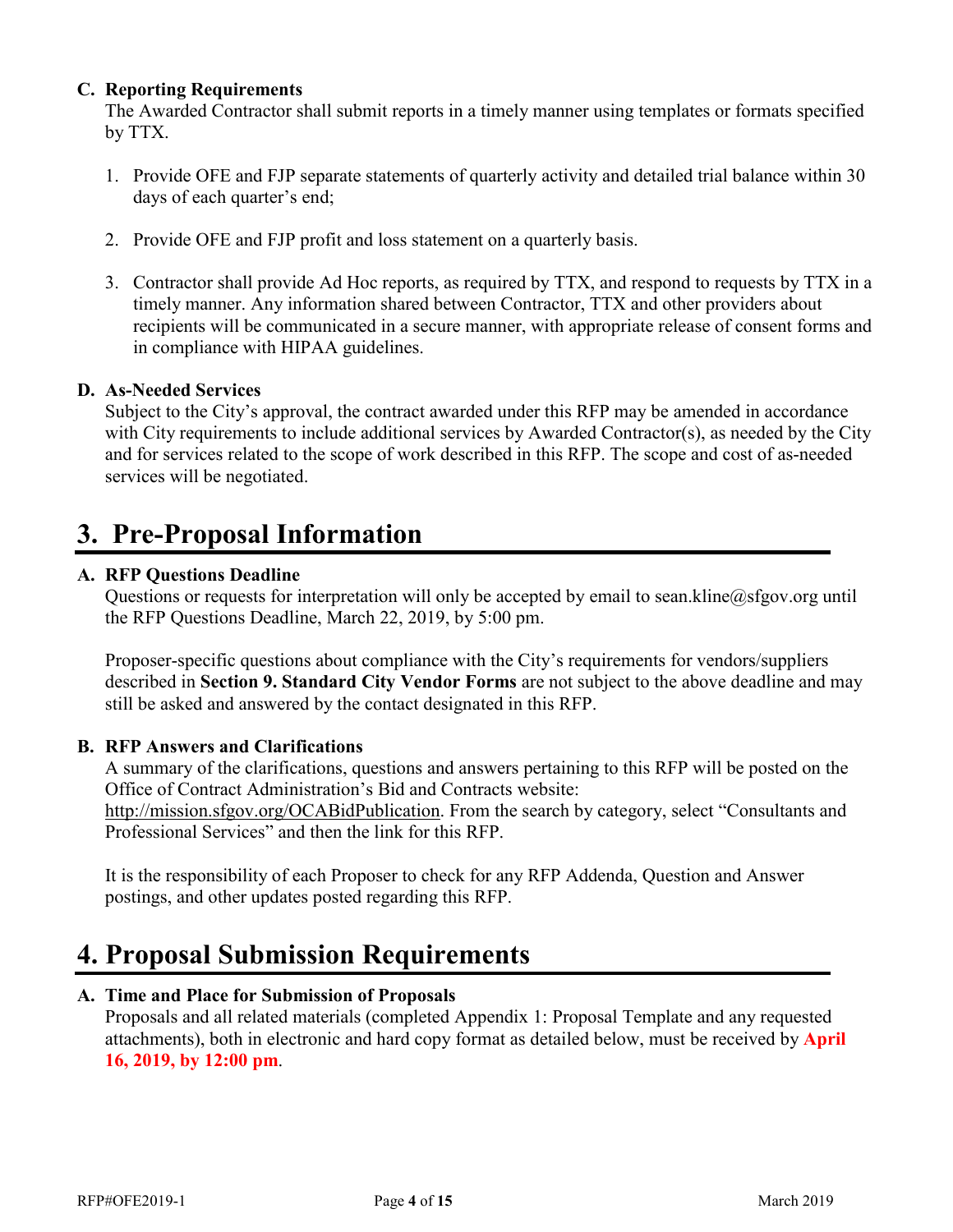### C. Reporting Requirements

The Awarded Contractor shall submit reports in a timely manner using templates or formats specified by TTX.

1. Provide OFE and FJP separate statements of quarterly activity and detailed trial balance within 30 days of each quarter's end;

2. Provide OFE and FJP profit and loss statement on a quarterly basis.

3. Contractor shall provide Ad Hoc reports, as required by TTX, and respond to requests by TTX in a timely manner. Any information shared between Contractor, TTX and other providers about recipients will be communicated in a secure manner, with appropriate release of consent forms and in compliance with HIPAA guidelines.

### D. As-Needed Services

Subject to the City's approval, the contract awarded under this RFP may be amended in accordance with City requirements to include additional services by Awarded Contractor(s), as needed by the City and for services related to the scope of work described in this RFP. The scope and cost of as-needed services will be negotiated.

## 3. Pre-Proposal Information

### A. RFP Questions Deadline

Questions or requests for interpretation will only be accepted by email to sean.kline@sfgov.org until the RFP Questions Deadline, March 22, 2019, by 5:00 pm.

Proposer-specific questions about compliance with the City's requirements for vendors/suppliers described in **Section 9. Standard City Vendor Forms** are not subject to the above deadline and may still be asked and answered by the contact designated in this RFP.

### B. RFP Answers and Clarifications

A summary of the clarifications, questions and answers pertaining to this RFP will be posted on the Office of Contract Administration's Bid and Contracts website: http://mission.sfgov.org/OCABidPublication. From the search by category, select "Consultants and Professional Services" and then the link for this RFP.

It is the responsibility of each Proposer to check for any RFP Addenda, Question and Answer postings, and other updates posted regarding this RFP.

## 4. Proposal Submission Requirements

### A. Time and Place for Submission of Proposals

Proposals and all related materials (completed Appendix 1: Proposal Template and any requested attachments), both in electronic and hard copy format as detailed below, must be received by **April 16, 2019, by 12:00 pm**.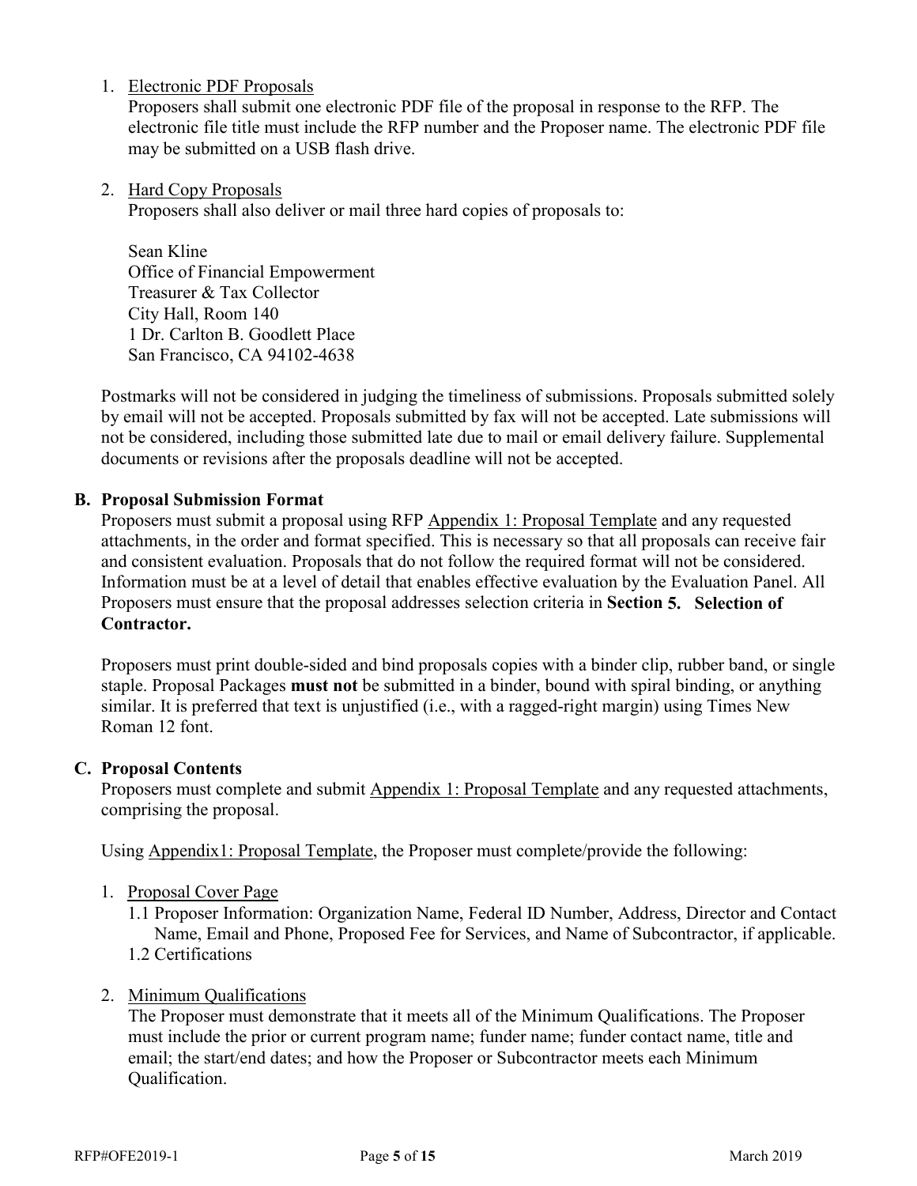1. Electronic PDF Proposals
   Proposers shall submit one electronic PDF file of the proposal in response to the RFP. The electronic file title must include the RFP number and the Proposer name. The electronic PDF file may be submitted on a USB flash drive.

2. Hard Copy Proposals
   Proposers shall also deliver or mail three hard copies of proposals to:

   Sean Kline
   Office of Financial Empowerment
   Treasurer & Tax Collector
   City Hall, Room 140
   1 Dr. Carlton B. Goodlett Place
   San Francisco, CA 94102-4638

Postmarks will not be considered in judging the timeliness of submissions. Proposals submitted solely by email will not be accepted. Proposals submitted by fax will not be accepted. Late submissions will not be considered, including those submitted late due to mail or email delivery failure. Supplemental documents or revisions after the proposals deadline will not be accepted.

### B. Proposal Submission Format

Proposers must submit a proposal using RFP Appendix 1: Proposal Template and any requested attachments, in the order and format specified. This is necessary so that all proposals can receive fair and consistent evaluation. Proposals that do not follow the required format will not be considered. Information must be at a level of detail that enables effective evaluation by the Evaluation Panel. All Proposers must ensure that the proposal addresses selection criteria in **Section 5. Selection of Contractor.**

Proposers must print double-sided and bind proposals copies with a binder clip, rubber band, or single staple. Proposal Packages **must not** be submitted in a binder, bound with spiral binding, or anything similar. It is preferred that text is unjustified (i.e., with a ragged-right margin) using Times New Roman 12 font.

### C. Proposal Contents

Proposers must complete and submit Appendix 1: Proposal Template and any requested attachments, comprising the proposal.

Using Appendix1: Proposal Template, the Proposer must complete/provide the following:

1. Proposal Cover Page
   1.1 Proposer Information: Organization Name, Federal ID Number, Address, Director and Contact Name, Email and Phone, Proposed Fee for Services, and Name of Subcontractor, if applicable.
   1.2 Certifications

2. Minimum Qualifications
   The Proposer must demonstrate that it meets all of the Minimum Qualifications. The Proposer must include the prior or current program name; funder name; funder contact name, title and email; the start/end dates; and how the Proposer or Subcontractor meets each Minimum Qualification.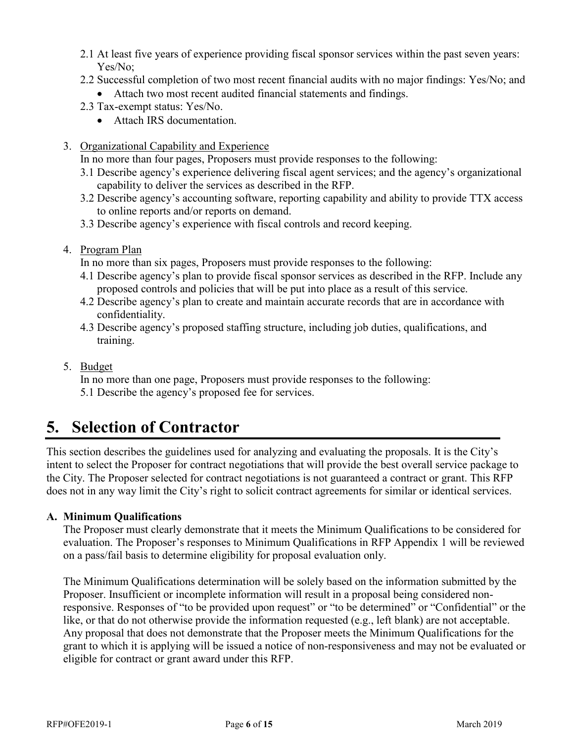2.1 At least five years of experience providing fiscal sponsor services within the past seven years: Yes/No;

2.2 Successful completion of two most recent financial audits with no major findings: Yes/No; and

- Attach two most recent audited financial statements and findings.

2.3 Tax-exempt status: Yes/No.

- Attach IRS documentation.

3. <u>Organizational Capability and Experience</u>

   In no more than four pages, Proposers must provide responses to the following:

   3.1 Describe agency's experience delivering fiscal agent services; and the agency's organizational capability to deliver the services as described in the RFP.

   3.2 Describe agency's accounting software, reporting capability and ability to provide TTX access to online reports and/or reports on demand.

   3.3 Describe agency's experience with fiscal controls and record keeping.

4. <u>Program Plan</u>

   In no more than six pages, Proposers must provide responses to the following:

   4.1 Describe agency's plan to provide fiscal sponsor services as described in the RFP. Include any proposed controls and policies that will be put into place as a result of this service.

   4.2 Describe agency's plan to create and maintain accurate records that are in accordance with confidentiality.

   4.3 Describe agency's proposed staffing structure, including job duties, qualifications, and training.

5. <u>Budget</u>

   In no more than one page, Proposers must provide responses to the following:

   5.1 Describe the agency's proposed fee for services.

# 5. Selection of Contractor

This section describes the guidelines used for analyzing and evaluating the proposals. It is the City's intent to select the Proposer for contract negotiations that will provide the best overall service package to the City. The Proposer selected for contract negotiations is not guaranteed a contract or grant. This RFP does not in any way limit the City's right to solicit contract agreements for similar or identical services.

### A. Minimum Qualifications

The Proposer must clearly demonstrate that it meets the Minimum Qualifications to be considered for evaluation. The Proposer's responses to Minimum Qualifications in RFP Appendix 1 will be reviewed on a pass/fail basis to determine eligibility for proposal evaluation only.

The Minimum Qualifications determination will be solely based on the information submitted by the Proposer. Insufficient or incomplete information will result in a proposal being considered non-responsive. Responses of "to be provided upon request" or "to be determined" or "Confidential" or the like, or that do not otherwise provide the information requested (e.g., left blank) are not acceptable. Any proposal that does not demonstrate that the Proposer meets the Minimum Qualifications for the grant to which it is applying will be issued a notice of non-responsiveness and may not be evaluated or eligible for contract or grant award under this RFP.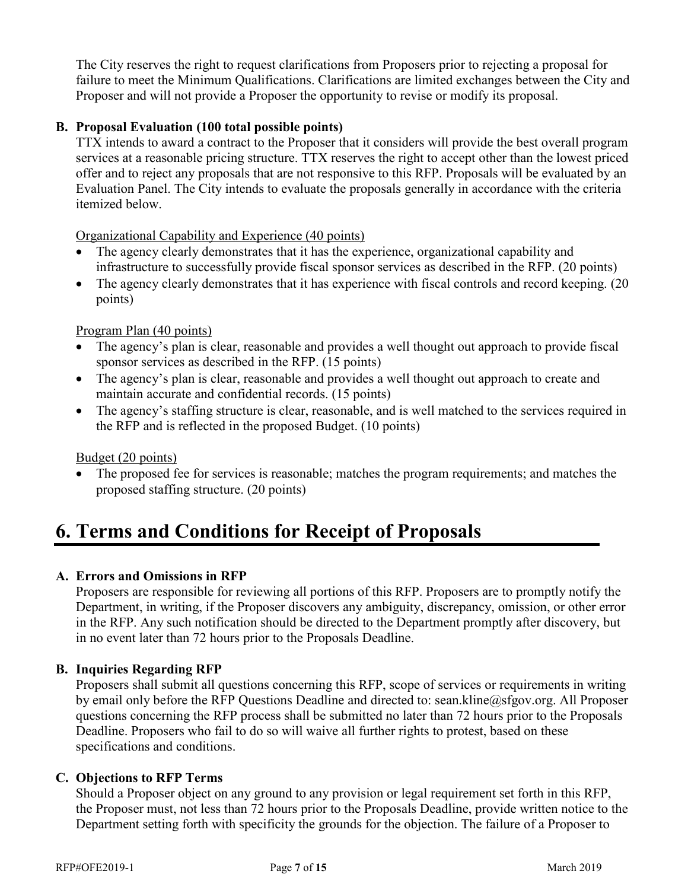The City reserves the right to request clarifications from Proposers prior to rejecting a proposal for failure to meet the Minimum Qualifications. Clarifications are limited exchanges between the City and Proposer and will not provide a Proposer the opportunity to revise or modify its proposal.

**B. Proposal Evaluation (100 total possible points)**

TTX intends to award a contract to the Proposer that it considers will provide the best overall program services at a reasonable pricing structure. TTX reserves the right to accept other than the lowest priced offer and to reject any proposals that are not responsive to this RFP. Proposals will be evaluated by an Evaluation Panel. The City intends to evaluate the proposals generally in accordance with the criteria itemized below.

<u>Organizational Capability and Experience (40 points)</u>

- The agency clearly demonstrates that it has the experience, organizational capability and infrastructure to successfully provide fiscal sponsor services as described in the RFP. (20 points)
- The agency clearly demonstrates that it has experience with fiscal controls and record keeping. (20 points)

<u>Program Plan (40 points)</u>

- The agency's plan is clear, reasonable and provides a well thought out approach to provide fiscal sponsor services as described in the RFP. (15 points)
- The agency's plan is clear, reasonable and provides a well thought out approach to create and maintain accurate and confidential records. (15 points)
- The agency's staffing structure is clear, reasonable, and is well matched to the services required in the RFP and is reflected in the proposed Budget. (10 points)

<u>Budget (20 points)</u>

- The proposed fee for services is reasonable; matches the program requirements; and matches the proposed staffing structure. (20 points)

# 6. Terms and Conditions for Receipt of Proposals

**A. Errors and Omissions in RFP**

Proposers are responsible for reviewing all portions of this RFP. Proposers are to promptly notify the Department, in writing, if the Proposer discovers any ambiguity, discrepancy, omission, or other error in the RFP. Any such notification should be directed to the Department promptly after discovery, but in no event later than 72 hours prior to the Proposals Deadline.

**B. Inquiries Regarding RFP**

Proposers shall submit all questions concerning this RFP, scope of services or requirements in writing by email only before the RFP Questions Deadline and directed to: sean.kline@sfgov.org. All Proposer questions concerning the RFP process shall be submitted no later than 72 hours prior to the Proposals Deadline. Proposers who fail to do so will waive all further rights to protest, based on these specifications and conditions.

**C. Objections to RFP Terms**

Should a Proposer object on any ground to any provision or legal requirement set forth in this RFP, the Proposer must, not less than 72 hours prior to the Proposals Deadline, provide written notice to the Department setting forth with specificity the grounds for the objection. The failure of a Proposer to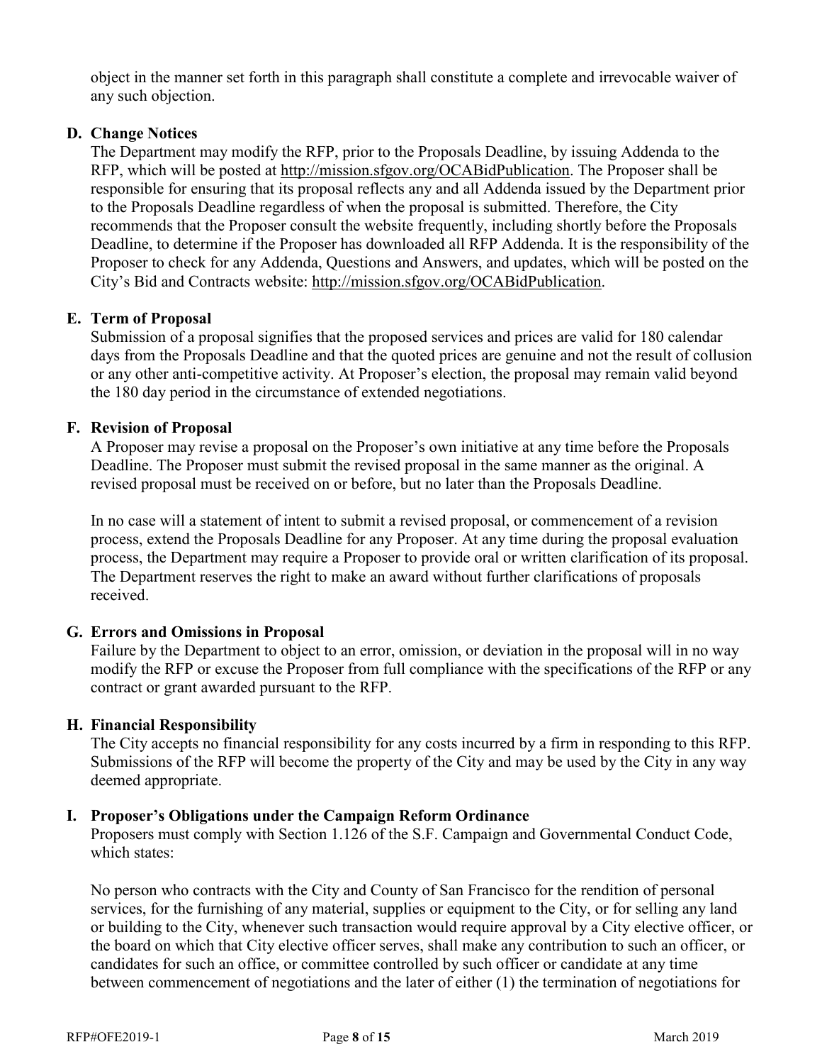object in the manner set forth in this paragraph shall constitute a complete and irrevocable waiver of any such objection.

### D. Change Notices

The Department may modify the RFP, prior to the Proposals Deadline, by issuing Addenda to the RFP, which will be posted at http://mission.sfgov.org/OCABidPublication. The Proposer shall be responsible for ensuring that its proposal reflects any and all Addenda issued by the Department prior to the Proposals Deadline regardless of when the proposal is submitted. Therefore, the City recommends that the Proposer consult the website frequently, including shortly before the Proposals Deadline, to determine if the Proposer has downloaded all RFP Addenda. It is the responsibility of the Proposer to check for any Addenda, Questions and Answers, and updates, which will be posted on the City's Bid and Contracts website: http://mission.sfgov.org/OCABidPublication.

### E. Term of Proposal

Submission of a proposal signifies that the proposed services and prices are valid for 180 calendar days from the Proposals Deadline and that the quoted prices are genuine and not the result of collusion or any other anti-competitive activity. At Proposer's election, the proposal may remain valid beyond the 180 day period in the circumstance of extended negotiations.

### F. Revision of Proposal

A Proposer may revise a proposal on the Proposer's own initiative at any time before the Proposals Deadline. The Proposer must submit the revised proposal in the same manner as the original. A revised proposal must be received on or before, but no later than the Proposals Deadline.

In no case will a statement of intent to submit a revised proposal, or commencement of a revision process, extend the Proposals Deadline for any Proposer. At any time during the proposal evaluation process, the Department may require a Proposer to provide oral or written clarification of its proposal. The Department reserves the right to make an award without further clarifications of proposals received.

### G. Errors and Omissions in Proposal

Failure by the Department to object to an error, omission, or deviation in the proposal will in no way modify the RFP or excuse the Proposer from full compliance with the specifications of the RFP or any contract or grant awarded pursuant to the RFP.

### H. Financial Responsibility

The City accepts no financial responsibility for any costs incurred by a firm in responding to this RFP. Submissions of the RFP will become the property of the City and may be used by the City in any way deemed appropriate.

### I. Proposer's Obligations under the Campaign Reform Ordinance

Proposers must comply with Section 1.126 of the S.F. Campaign and Governmental Conduct Code, which states:

No person who contracts with the City and County of San Francisco for the rendition of personal services, for the furnishing of any material, supplies or equipment to the City, or for selling any land or building to the City, whenever such transaction would require approval by a City elective officer, or the board on which that City elective officer serves, shall make any contribution to such an officer, or candidates for such an office, or committee controlled by such officer or candidate at any time between commencement of negotiations and the later of either (1) the termination of negotiations for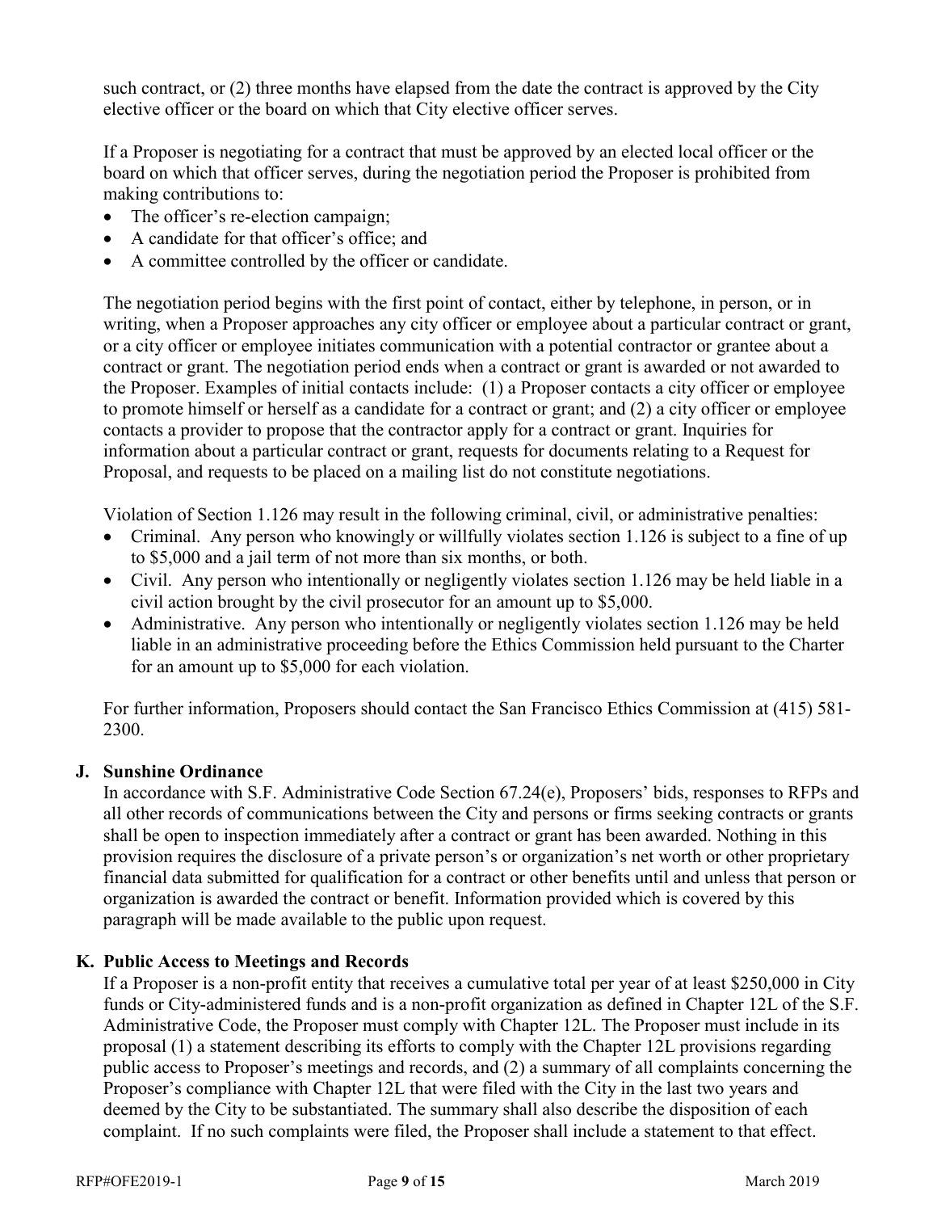such contract, or (2) three months have elapsed from the date the contract is approved by the City elective officer or the board on which that City elective officer serves.

If a Proposer is negotiating for a contract that must be approved by an elected local officer or the board on which that officer serves, during the negotiation period the Proposer is prohibited from making contributions to:

- The officer's re-election campaign;
- A candidate for that officer's office; and
- A committee controlled by the officer or candidate.

The negotiation period begins with the first point of contact, either by telephone, in person, or in writing, when a Proposer approaches any city officer or employee about a particular contract or grant, or a city officer or employee initiates communication with a potential contractor or grantee about a contract or grant. The negotiation period ends when a contract or grant is awarded or not awarded to the Proposer. Examples of initial contacts include: (1) a Proposer contacts a city officer or employee to promote himself or herself as a candidate for a contract or grant; and (2) a city officer or employee contacts a provider to propose that the contractor apply for a contract or grant. Inquiries for information about a particular contract or grant, requests for documents relating to a Request for Proposal, and requests to be placed on a mailing list do not constitute negotiations.

Violation of Section 1.126 may result in the following criminal, civil, or administrative penalties:

- Criminal. Any person who knowingly or willfully violates section 1.126 is subject to a fine of up to $5,000 and a jail term of not more than six months, or both.
- Civil. Any person who intentionally or negligently violates section 1.126 may be held liable in a civil action brought by the civil prosecutor for an amount up to $5,000.
- Administrative. Any person who intentionally or negligently violates section 1.126 may be held liable in an administrative proceeding before the Ethics Commission held pursuant to the Charter for an amount up to $5,000 for each violation.

For further information, Proposers should contact the San Francisco Ethics Commission at (415) 581-2300.

### J. Sunshine Ordinance

In accordance with S.F. Administrative Code Section 67.24(e), Proposers' bids, responses to RFPs and all other records of communications between the City and persons or firms seeking contracts or grants shall be open to inspection immediately after a contract or grant has been awarded. Nothing in this provision requires the disclosure of a private person's or organization's net worth or other proprietary financial data submitted for qualification for a contract or other benefits until and unless that person or organization is awarded the contract or benefit. Information provided which is covered by this paragraph will be made available to the public upon request.

### K. Public Access to Meetings and Records

If a Proposer is a non-profit entity that receives a cumulative total per year of at least $250,000 in City funds or City-administered funds and is a non-profit organization as defined in Chapter 12L of the S.F. Administrative Code, the Proposer must comply with Chapter 12L. The Proposer must include in its proposal (1) a statement describing its efforts to comply with the Chapter 12L provisions regarding public access to Proposer's meetings and records, and (2) a summary of all complaints concerning the Proposer's compliance with Chapter 12L that were filed with the City in the last two years and deemed by the City to be substantiated. The summary shall also describe the disposition of each complaint. If no such complaints were filed, the Proposer shall include a statement to that effect.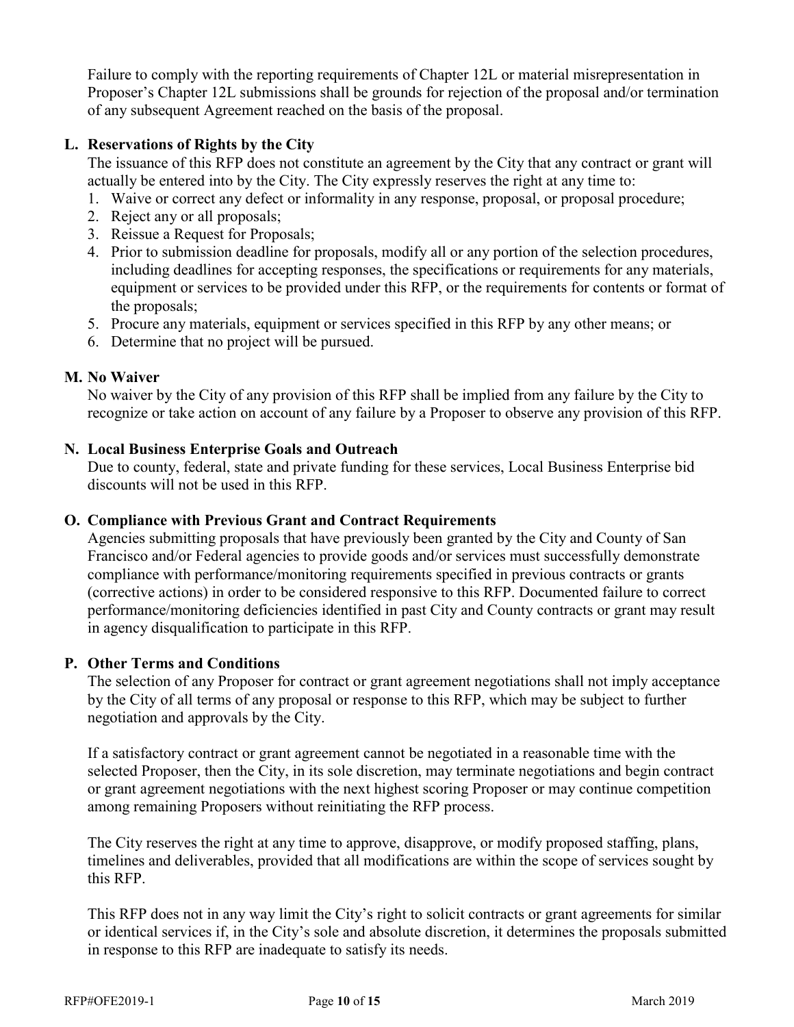Failure to comply with the reporting requirements of Chapter 12L or material misrepresentation in Proposer's Chapter 12L submissions shall be grounds for rejection of the proposal and/or termination of any subsequent Agreement reached on the basis of the proposal.

### L. Reservations of Rights by the City

The issuance of this RFP does not constitute an agreement by the City that any contract or grant will actually be entered into by the City. The City expressly reserves the right at any time to:

1. Waive or correct any defect or informality in any response, proposal, or proposal procedure;
2. Reject any or all proposals;
3. Reissue a Request for Proposals;
4. Prior to submission deadline for proposals, modify all or any portion of the selection procedures, including deadlines for accepting responses, the specifications or requirements for any materials, equipment or services to be provided under this RFP, or the requirements for contents or format of the proposals;
5. Procure any materials, equipment or services specified in this RFP by any other means; or
6. Determine that no project will be pursued.

### M. No Waiver

No waiver by the City of any provision of this RFP shall be implied from any failure by the City to recognize or take action on account of any failure by a Proposer to observe any provision of this RFP.

### N. Local Business Enterprise Goals and Outreach

Due to county, federal, state and private funding for these services, Local Business Enterprise bid discounts will not be used in this RFP.

### O. Compliance with Previous Grant and Contract Requirements

Agencies submitting proposals that have previously been granted by the City and County of San Francisco and/or Federal agencies to provide goods and/or services must successfully demonstrate compliance with performance/monitoring requirements specified in previous contracts or grants (corrective actions) in order to be considered responsive to this RFP. Documented failure to correct performance/monitoring deficiencies identified in past City and County contracts or grant may result in agency disqualification to participate in this RFP.

### P. Other Terms and Conditions

The selection of any Proposer for contract or grant agreement negotiations shall not imply acceptance by the City of all terms of any proposal or response to this RFP, which may be subject to further negotiation and approvals by the City.

If a satisfactory contract or grant agreement cannot be negotiated in a reasonable time with the selected Proposer, then the City, in its sole discretion, may terminate negotiations and begin contract or grant agreement negotiations with the next highest scoring Proposer or may continue competition among remaining Proposers without reinitiating the RFP process.

The City reserves the right at any time to approve, disapprove, or modify proposed staffing, plans, timelines and deliverables, provided that all modifications are within the scope of services sought by this RFP.

This RFP does not in any way limit the City's right to solicit contracts or grant agreements for similar or identical services if, in the City's sole and absolute discretion, it determines the proposals submitted in response to this RFP are inadequate to satisfy its needs.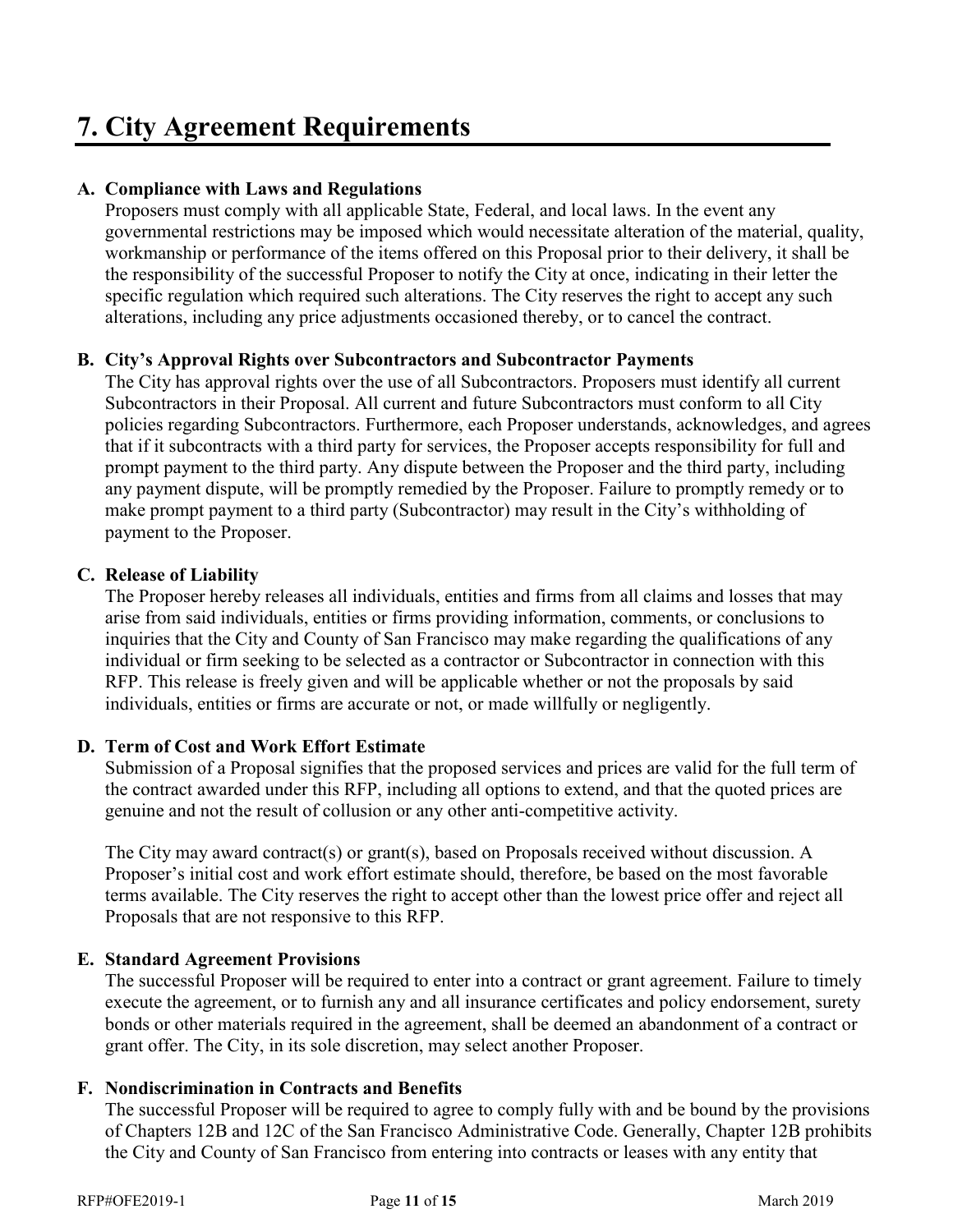# 7. City Agreement Requirements

**A. Compliance with Laws and Regulations**

Proposers must comply with all applicable State, Federal, and local laws. In the event any governmental restrictions may be imposed which would necessitate alteration of the material, quality, workmanship or performance of the items offered on this Proposal prior to their delivery, it shall be the responsibility of the successful Proposer to notify the City at once, indicating in their letter the specific regulation which required such alterations. The City reserves the right to accept any such alterations, including any price adjustments occasioned thereby, or to cancel the contract.

**B. City's Approval Rights over Subcontractors and Subcontractor Payments**

The City has approval rights over the use of all Subcontractors. Proposers must identify all current Subcontractors in their Proposal. All current and future Subcontractors must conform to all City policies regarding Subcontractors. Furthermore, each Proposer understands, acknowledges, and agrees that if it subcontracts with a third party for services, the Proposer accepts responsibility for full and prompt payment to the third party. Any dispute between the Proposer and the third party, including any payment dispute, will be promptly remedied by the Proposer. Failure to promptly remedy or to make prompt payment to a third party (Subcontractor) may result in the City's withholding of payment to the Proposer.

**C. Release of Liability**

The Proposer hereby releases all individuals, entities and firms from all claims and losses that may arise from said individuals, entities or firms providing information, comments, or conclusions to inquiries that the City and County of San Francisco may make regarding the qualifications of any individual or firm seeking to be selected as a contractor or Subcontractor in connection with this RFP. This release is freely given and will be applicable whether or not the proposals by said individuals, entities or firms are accurate or not, or made willfully or negligently.

**D. Term of Cost and Work Effort Estimate**

Submission of a Proposal signifies that the proposed services and prices are valid for the full term of the contract awarded under this RFP, including all options to extend, and that the quoted prices are genuine and not the result of collusion or any other anti-competitive activity.

The City may award contract(s) or grant(s), based on Proposals received without discussion. A Proposer's initial cost and work effort estimate should, therefore, be based on the most favorable terms available. The City reserves the right to accept other than the lowest price offer and reject all Proposals that are not responsive to this RFP.

**E. Standard Agreement Provisions**

The successful Proposer will be required to enter into a contract or grant agreement. Failure to timely execute the agreement, or to furnish any and all insurance certificates and policy endorsement, surety bonds or other materials required in the agreement, shall be deemed an abandonment of a contract or grant offer. The City, in its sole discretion, may select another Proposer.

**F. Nondiscrimination in Contracts and Benefits**

The successful Proposer will be required to agree to comply fully with and be bound by the provisions of Chapters 12B and 12C of the San Francisco Administrative Code. Generally, Chapter 12B prohibits the City and County of San Francisco from entering into contracts or leases with any entity that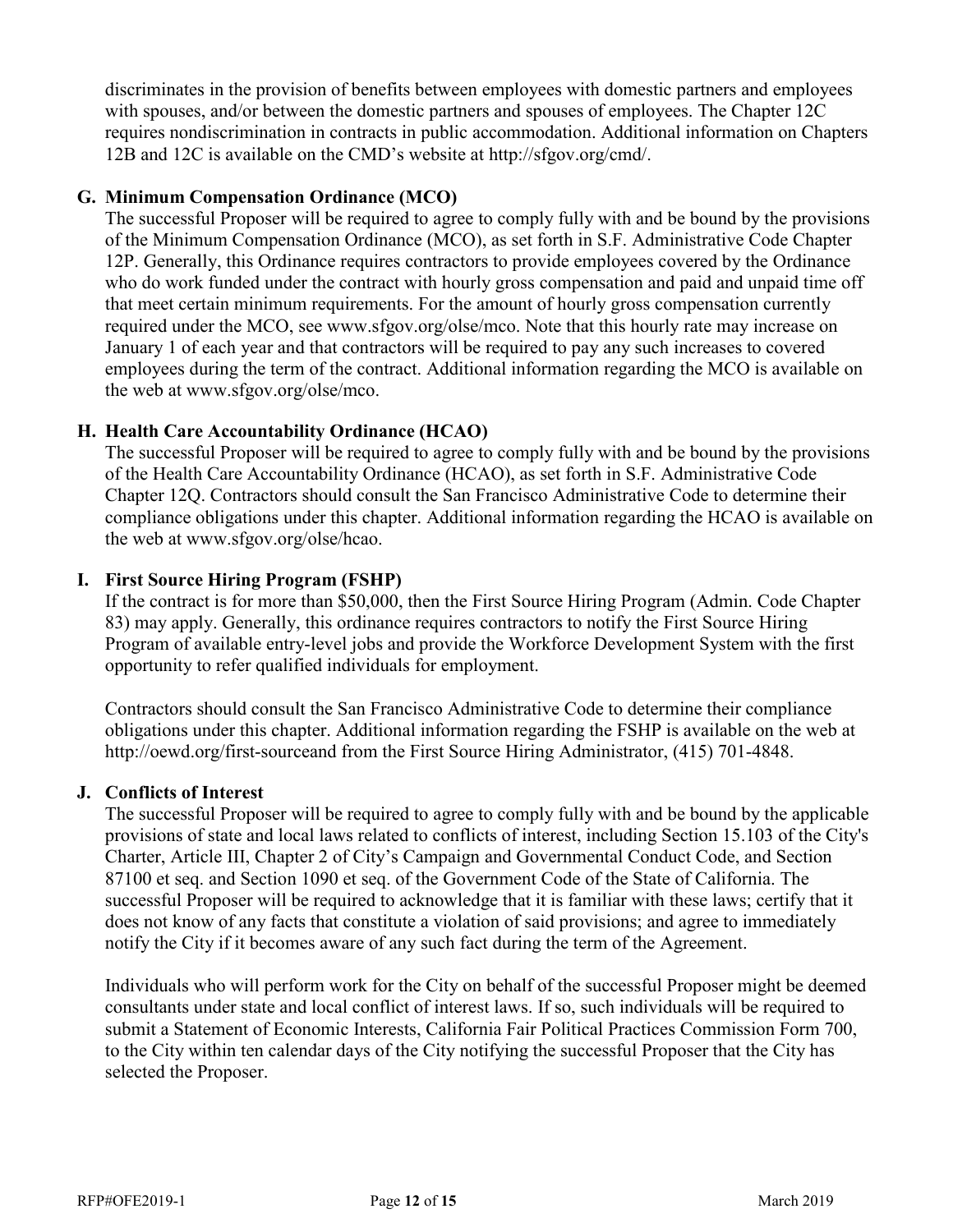discriminates in the provision of benefits between employees with domestic partners and employees with spouses, and/or between the domestic partners and spouses of employees. The Chapter 12C requires nondiscrimination in contracts in public accommodation. Additional information on Chapters 12B and 12C is available on the CMD's website at http://sfgov.org/cmd/.

### G. Minimum Compensation Ordinance (MCO)

The successful Proposer will be required to agree to comply fully with and be bound by the provisions of the Minimum Compensation Ordinance (MCO), as set forth in S.F. Administrative Code Chapter 12P. Generally, this Ordinance requires contractors to provide employees covered by the Ordinance who do work funded under the contract with hourly gross compensation and paid and unpaid time off that meet certain minimum requirements. For the amount of hourly gross compensation currently required under the MCO, see www.sfgov.org/olse/mco. Note that this hourly rate may increase on January 1 of each year and that contractors will be required to pay any such increases to covered employees during the term of the contract. Additional information regarding the MCO is available on the web at www.sfgov.org/olse/mco.

### H. Health Care Accountability Ordinance (HCAO)

The successful Proposer will be required to agree to comply fully with and be bound by the provisions of the Health Care Accountability Ordinance (HCAO), as set forth in S.F. Administrative Code Chapter 12Q. Contractors should consult the San Francisco Administrative Code to determine their compliance obligations under this chapter. Additional information regarding the HCAO is available on the web at www.sfgov.org/olse/hcao.

### I. First Source Hiring Program (FSHP)

If the contract is for more than $50,000, then the First Source Hiring Program (Admin. Code Chapter 83) may apply. Generally, this ordinance requires contractors to notify the First Source Hiring Program of available entry-level jobs and provide the Workforce Development System with the first opportunity to refer qualified individuals for employment.

Contractors should consult the San Francisco Administrative Code to determine their compliance obligations under this chapter. Additional information regarding the FSHP is available on the web at http://oewd.org/first-sourceand from the First Source Hiring Administrator, (415) 701-4848.

### J. Conflicts of Interest

The successful Proposer will be required to agree to comply fully with and be bound by the applicable provisions of state and local laws related to conflicts of interest, including Section 15.103 of the City's Charter, Article III, Chapter 2 of City's Campaign and Governmental Conduct Code, and Section 87100 et seq. and Section 1090 et seq. of the Government Code of the State of California. The successful Proposer will be required to acknowledge that it is familiar with these laws; certify that it does not know of any facts that constitute a violation of said provisions; and agree to immediately notify the City if it becomes aware of any such fact during the term of the Agreement.

Individuals who will perform work for the City on behalf of the successful Proposer might be deemed consultants under state and local conflict of interest laws. If so, such individuals will be required to submit a Statement of Economic Interests, California Fair Political Practices Commission Form 700, to the City within ten calendar days of the City notifying the successful Proposer that the City has selected the Proposer.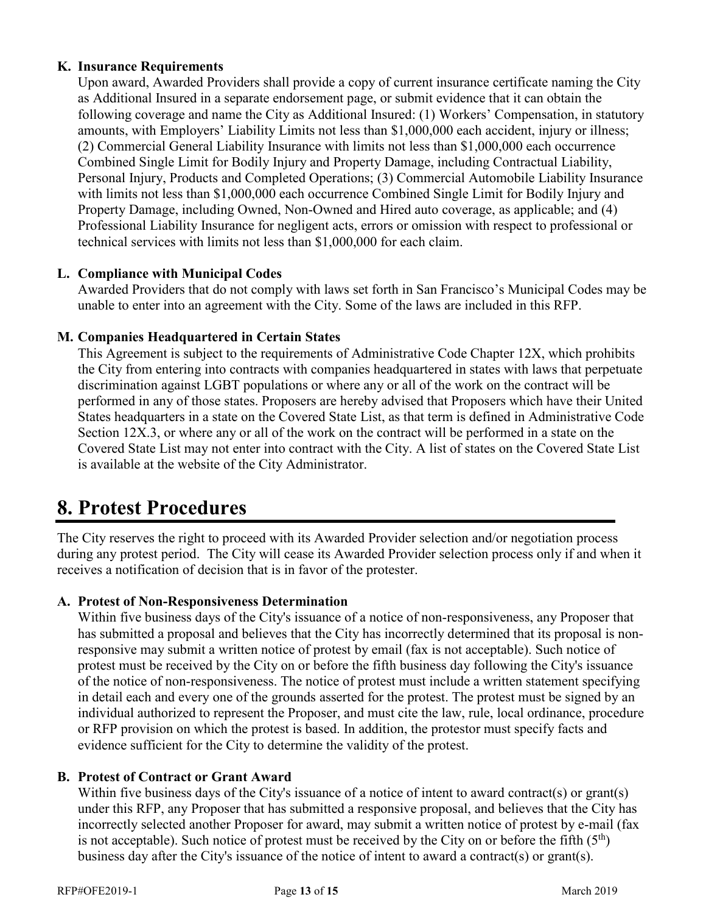### K. Insurance Requirements

Upon award, Awarded Providers shall provide a copy of current insurance certificate naming the City as Additional Insured in a separate endorsement page, or submit evidence that it can obtain the following coverage and name the City as Additional Insured: (1) Workers' Compensation, in statutory amounts, with Employers' Liability Limits not less than $1,000,000 each accident, injury or illness; (2) Commercial General Liability Insurance with limits not less than $1,000,000 each occurrence Combined Single Limit for Bodily Injury and Property Damage, including Contractual Liability, Personal Injury, Products and Completed Operations; (3) Commercial Automobile Liability Insurance with limits not less than $1,000,000 each occurrence Combined Single Limit for Bodily Injury and Property Damage, including Owned, Non-Owned and Hired auto coverage, as applicable; and (4) Professional Liability Insurance for negligent acts, errors or omission with respect to professional or technical services with limits not less than $1,000,000 for each claim.

### L. Compliance with Municipal Codes

Awarded Providers that do not comply with laws set forth in San Francisco's Municipal Codes may be unable to enter into an agreement with the City. Some of the laws are included in this RFP.

### M. Companies Headquartered in Certain States

This Agreement is subject to the requirements of Administrative Code Chapter 12X, which prohibits the City from entering into contracts with companies headquartered in states with laws that perpetuate discrimination against LGBT populations or where any or all of the work on the contract will be performed in any of those states. Proposers are hereby advised that Proposers which have their United States headquarters in a state on the Covered State List, as that term is defined in Administrative Code Section 12X.3, or where any or all of the work on the contract will be performed in a state on the Covered State List may not enter into contract with the City. A list of states on the Covered State List is available at the website of the City Administrator.

# 8. Protest Procedures

The City reserves the right to proceed with its Awarded Provider selection and/or negotiation process during any protest period. The City will cease its Awarded Provider selection process only if and when it receives a notification of decision that is in favor of the protester.

### A. Protest of Non-Responsiveness Determination

Within five business days of the City's issuance of a notice of non-responsiveness, any Proposer that has submitted a proposal and believes that the City has incorrectly determined that its proposal is non-responsive may submit a written notice of protest by email (fax is not acceptable). Such notice of protest must be received by the City on or before the fifth business day following the City's issuance of the notice of non-responsiveness. The notice of protest must include a written statement specifying in detail each and every one of the grounds asserted for the protest. The protest must be signed by an individual authorized to represent the Proposer, and must cite the law, rule, local ordinance, procedure or RFP provision on which the protest is based. In addition, the protestor must specify facts and evidence sufficient for the City to determine the validity of the protest.

### B. Protest of Contract or Grant Award

Within five business days of the City's issuance of a notice of intent to award contract(s) or grant(s) under this RFP, any Proposer that has submitted a responsive proposal, and believes that the City has incorrectly selected another Proposer for award, may submit a written notice of protest by e-mail (fax is not acceptable). Such notice of protest must be received by the City on or before the fifth (5th) business day after the City's issuance of the notice of intent to award a contract(s) or grant(s).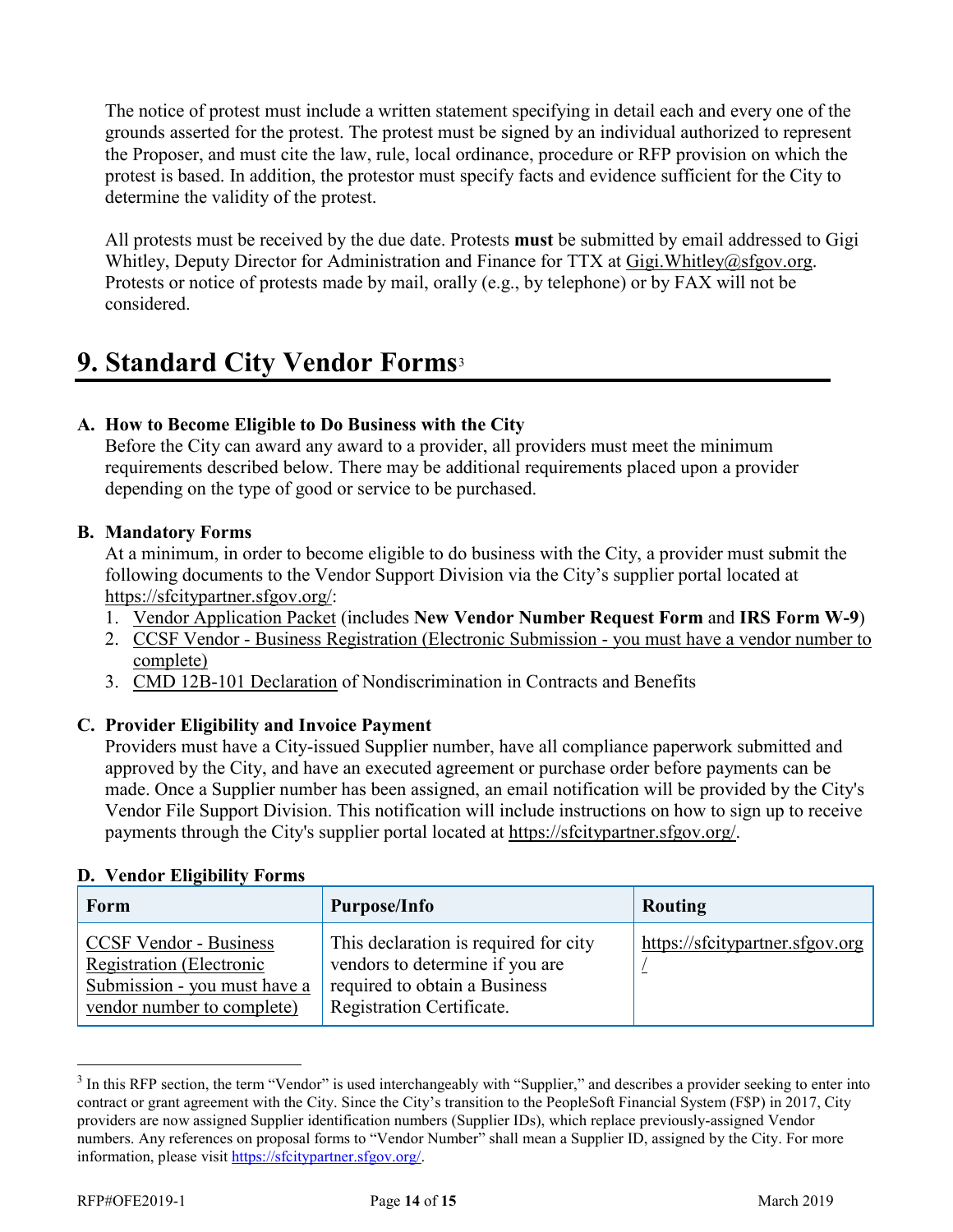The notice of protest must include a written statement specifying in detail each and every one of the grounds asserted for the protest. The protest must be signed by an individual authorized to represent the Proposer, and must cite the law, rule, local ordinance, procedure or RFP provision on which the protest is based. In addition, the protestor must specify facts and evidence sufficient for the City to determine the validity of the protest.

All protests must be received by the due date. Protests **must** be submitted by email addressed to Gigi Whitley, Deputy Director for Administration and Finance for TTX at Gigi.Whitley@sfgov.org. Protests or notice of protests made by mail, orally (e.g., by telephone) or by FAX will not be considered.

# 9. Standard City Vendor Forms[3]

### A. How to Become Eligible to Do Business with the City

Before the City can award any award to a provider, all providers must meet the minimum requirements described below. There may be additional requirements placed upon a provider depending on the type of good or service to be purchased.

### B. Mandatory Forms

At a minimum, in order to become eligible to do business with the City, a provider must submit the following documents to the Vendor Support Division via the City's supplier portal located at https://sfcitypartner.sfgov.org/:

1. Vendor Application Packet (includes **New Vendor Number Request Form** and **IRS Form W-9**)
2. CCSF Vendor - Business Registration (Electronic Submission - you must have a vendor number to complete)
3. CMD 12B-101 Declaration of Nondiscrimination in Contracts and Benefits

### C. Provider Eligibility and Invoice Payment

Providers must have a City-issued Supplier number, have all compliance paperwork submitted and approved by the City, and have an executed agreement or purchase order before payments can be made. Once a Supplier number has been assigned, an email notification will be provided by the City's Vendor File Support Division. This notification will include instructions on how to sign up to receive payments through the City's supplier portal located at https://sfcitypartner.sfgov.org/.

### D. Vendor Eligibility Forms

| Form | Purpose/Info | Routing |
|---|---|---|
| CCSF Vendor - Business Registration (Electronic Submission - you must have a vendor number to complete) | This declaration is required for city vendors to determine if you are required to obtain a Business Registration Certificate. | https://sfcitypartner.sfgov.org/ |

[3] In this RFP section, the term "Vendor" is used interchangeably with "Supplier," and describes a provider seeking to enter into contract or grant agreement with the City. Since the City's transition to the PeopleSoft Financial System (F$P) in 2017, City providers are now assigned Supplier identification numbers (Supplier IDs), which replace previously-assigned Vendor numbers. Any references on proposal forms to "Vendor Number" shall mean a Supplier ID, assigned by the City. For more information, please visit https://sfcitypartner.sfgov.org/.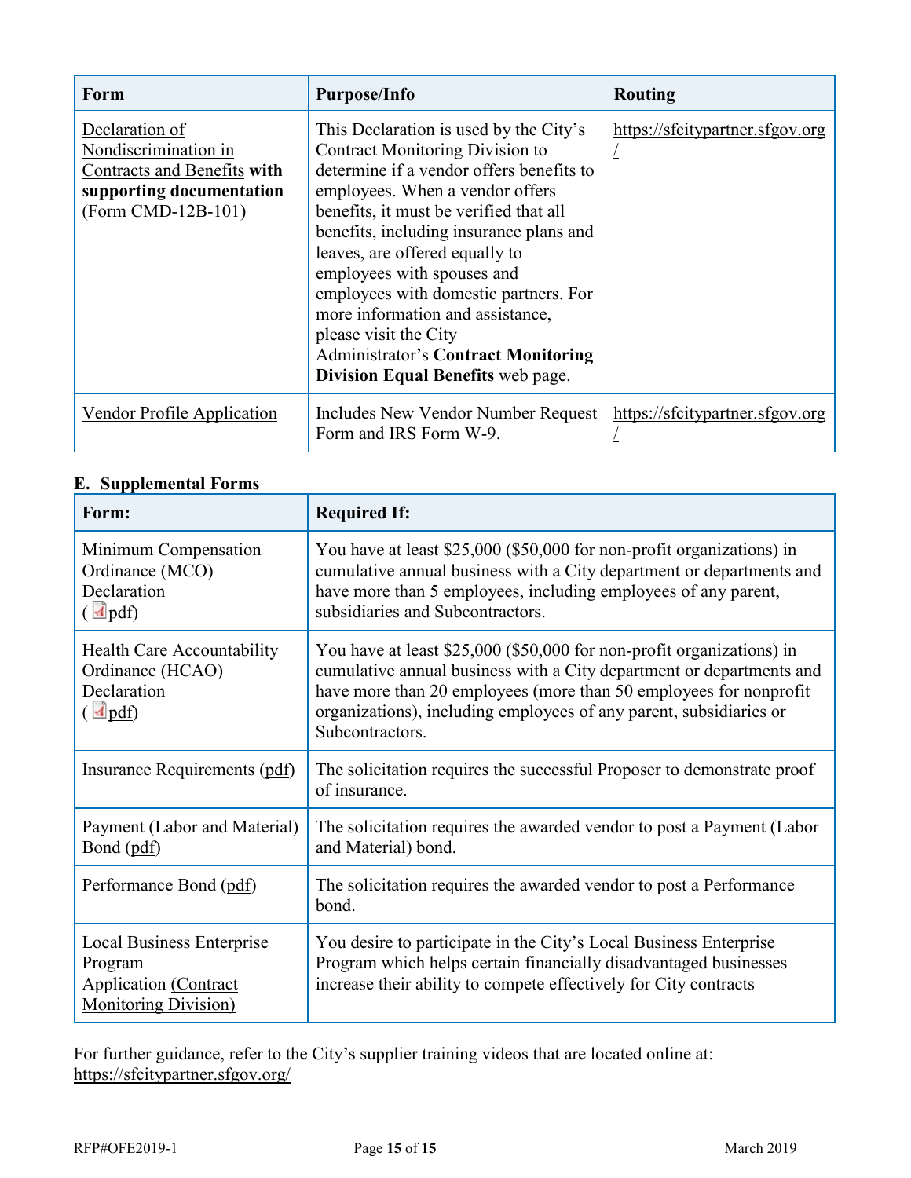| Form | Purpose/Info | Routing |
|---|---|---|
| Declaration of Nondiscrimination in Contracts and Benefits **with supporting documentation** (Form CMD-12B-101) | This Declaration is used by the City's Contract Monitoring Division to determine if a vendor offers benefits to employees. When a vendor offers benefits, it must be verified that all benefits, including insurance plans and leaves, are offered equally to employees with spouses and employees with domestic partners. For more information and assistance, please visit the City Administrator's **Contract Monitoring Division Equal Benefits** web page. | https://sfcitypartner.sfgov.org/ |
| Vendor Profile Application | Includes New Vendor Number Request Form and IRS Form W-9. | https://sfcitypartner.sfgov.org/ |

### E. Supplemental Forms

| Form: | Required If: |
|---|---|
| Minimum Compensation Ordinance (MCO) Declaration (pdf) | You have at least $25,000 ($50,000 for non-profit organizations) in cumulative annual business with a City department or departments and have more than 5 employees, including employees of any parent, subsidiaries and Subcontractors. |
| Health Care Accountability Ordinance (HCAO) Declaration (pdf) | You have at least $25,000 ($50,000 for non-profit organizations) in cumulative annual business with a City department or departments and have more than 20 employees (more than 50 employees for nonprofit organizations), including employees of any parent, subsidiaries or Subcontractors. |
| Insurance Requirements (pdf) | The solicitation requires the successful Proposer to demonstrate proof of insurance. |
| Payment (Labor and Material) Bond (pdf) | The solicitation requires the awarded vendor to post a Payment (Labor and Material) bond. |
| Performance Bond (pdf) | The solicitation requires the awarded vendor to post a Performance bond. |
| Local Business Enterprise Program Application (Contract Monitoring Division) | You desire to participate in the City's Local Business Enterprise Program which helps certain financially disadvantaged businesses increase their ability to compete effectively for City contracts |

For further guidance, refer to the City's supplier training videos that are located online at: https://sfcitypartner.sfgov.org/